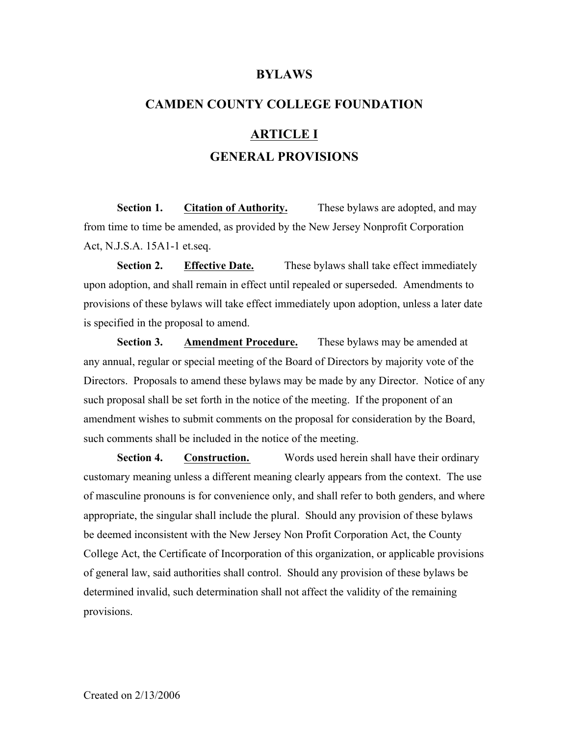# BYLAWS

# CAMDEN COUNTY COLLEGE FOUNDATION

## ARTICLE I

## GENERAL PROVISIONS

**Section 1.** **Citation of Authority.** These bylaws are adopted, and may from time to time be amended, as provided by the New Jersey Nonprofit Corporation Act, N.J.S.A. 15A1-1 et.seq.

**Section 2.** **Effective Date.** These bylaws shall take effect immediately upon adoption, and shall remain in effect until repealed or superseded. Amendments to provisions of these bylaws will take effect immediately upon adoption, unless a later date is specified in the proposal to amend.

**Section 3.** **Amendment Procedure.** These bylaws may be amended at any annual, regular or special meeting of the Board of Directors by majority vote of the Directors. Proposals to amend these bylaws may be made by any Director. Notice of any such proposal shall be set forth in the notice of the meeting. If the proponent of an amendment wishes to submit comments on the proposal for consideration by the Board, such comments shall be included in the notice of the meeting.

**Section 4.** **Construction.** Words used herein shall have their ordinary customary meaning unless a different meaning clearly appears from the context. The use of masculine pronouns is for convenience only, and shall refer to both genders, and where appropriate, the singular shall include the plural. Should any provision of these bylaws be deemed inconsistent with the New Jersey Non Profit Corporation Act, the County College Act, the Certificate of Incorporation of this organization, or applicable provisions of general law, said authorities shall control. Should any provision of these bylaws be determined invalid, such determination shall not affect the validity of the remaining provisions.

Created on 2/13/2006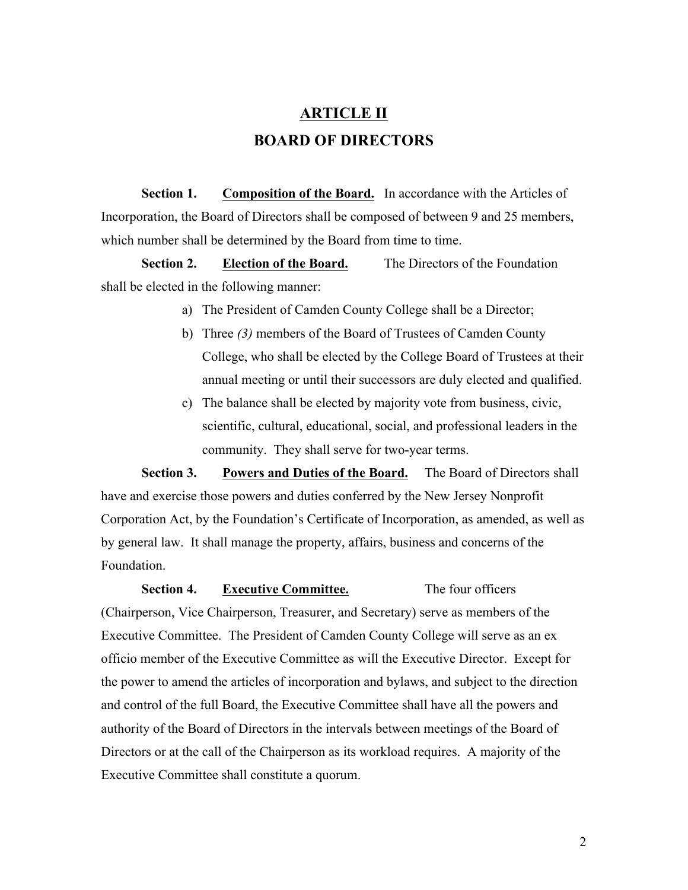# ARTICLE II
## BOARD OF DIRECTORS

**Section 1. Composition of the Board.** In accordance with the Articles of Incorporation, the Board of Directors shall be composed of between 9 and 25 members, which number shall be determined by the Board from time to time.

**Section 2. Election of the Board.** The Directors of the Foundation shall be elected in the following manner:

a) The President of Camden County College shall be a Director;
b) Three *(3)* members of the Board of Trustees of Camden County College, who shall be elected by the College Board of Trustees at their annual meeting or until their successors are duly elected and qualified.
c) The balance shall be elected by majority vote from business, civic, scientific, cultural, educational, social, and professional leaders in the community. They shall serve for two-year terms.

**Section 3. Powers and Duties of the Board.** The Board of Directors shall have and exercise those powers and duties conferred by the New Jersey Nonprofit Corporation Act, by the Foundation's Certificate of Incorporation, as amended, as well as by general law. It shall manage the property, affairs, business and concerns of the Foundation.

**Section 4. Executive Committee.** The four officers (Chairperson, Vice Chairperson, Treasurer, and Secretary) serve as members of the Executive Committee. The President of Camden County College will serve as an ex officio member of the Executive Committee as will the Executive Director. Except for the power to amend the articles of incorporation and bylaws, and subject to the direction and control of the full Board, the Executive Committee shall have all the powers and authority of the Board of Directors in the intervals between meetings of the Board of Directors or at the call of the Chairperson as its workload requires. A majority of the Executive Committee shall constitute a quorum.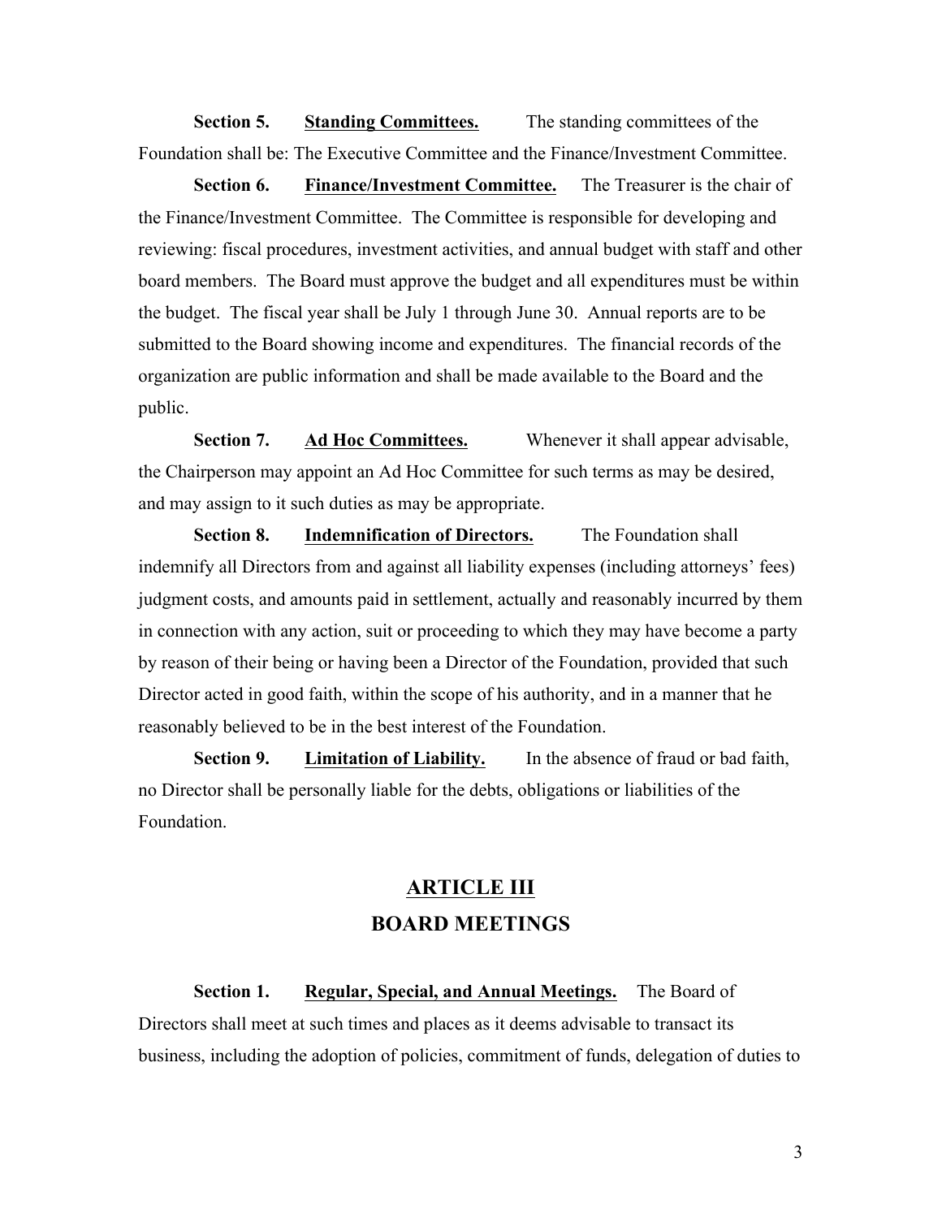**Section 5.** **Standing Committees.** The standing committees of the Foundation shall be: The Executive Committee and the Finance/Investment Committee.

**Section 6.** **Finance/Investment Committee.** The Treasurer is the chair of the Finance/Investment Committee. The Committee is responsible for developing and reviewing: fiscal procedures, investment activities, and annual budget with staff and other board members. The Board must approve the budget and all expenditures must be within the budget. The fiscal year shall be July 1 through June 30. Annual reports are to be submitted to the Board showing income and expenditures. The financial records of the organization are public information and shall be made available to the Board and the public.

**Section 7.** **Ad Hoc Committees.** Whenever it shall appear advisable, the Chairperson may appoint an Ad Hoc Committee for such terms as may be desired, and may assign to it such duties as may be appropriate.

**Section 8.** **Indemnification of Directors.** The Foundation shall indemnify all Directors from and against all liability expenses (including attorneys' fees) judgment costs, and amounts paid in settlement, actually and reasonably incurred by them in connection with any action, suit or proceeding to which they may have become a party by reason of their being or having been a Director of the Foundation, provided that such Director acted in good faith, within the scope of his authority, and in a manner that he reasonably believed to be in the best interest of the Foundation.

**Section 9.** **Limitation of Liability.** In the absence of fraud or bad faith, no Director shall be personally liable for the debts, obligations or liabilities of the Foundation.

## ARTICLE III
## BOARD MEETINGS

**Section 1.** **Regular, Special, and Annual Meetings.** The Board of Directors shall meet at such times and places as it deems advisable to transact its business, including the adoption of policies, commitment of funds, delegation of duties to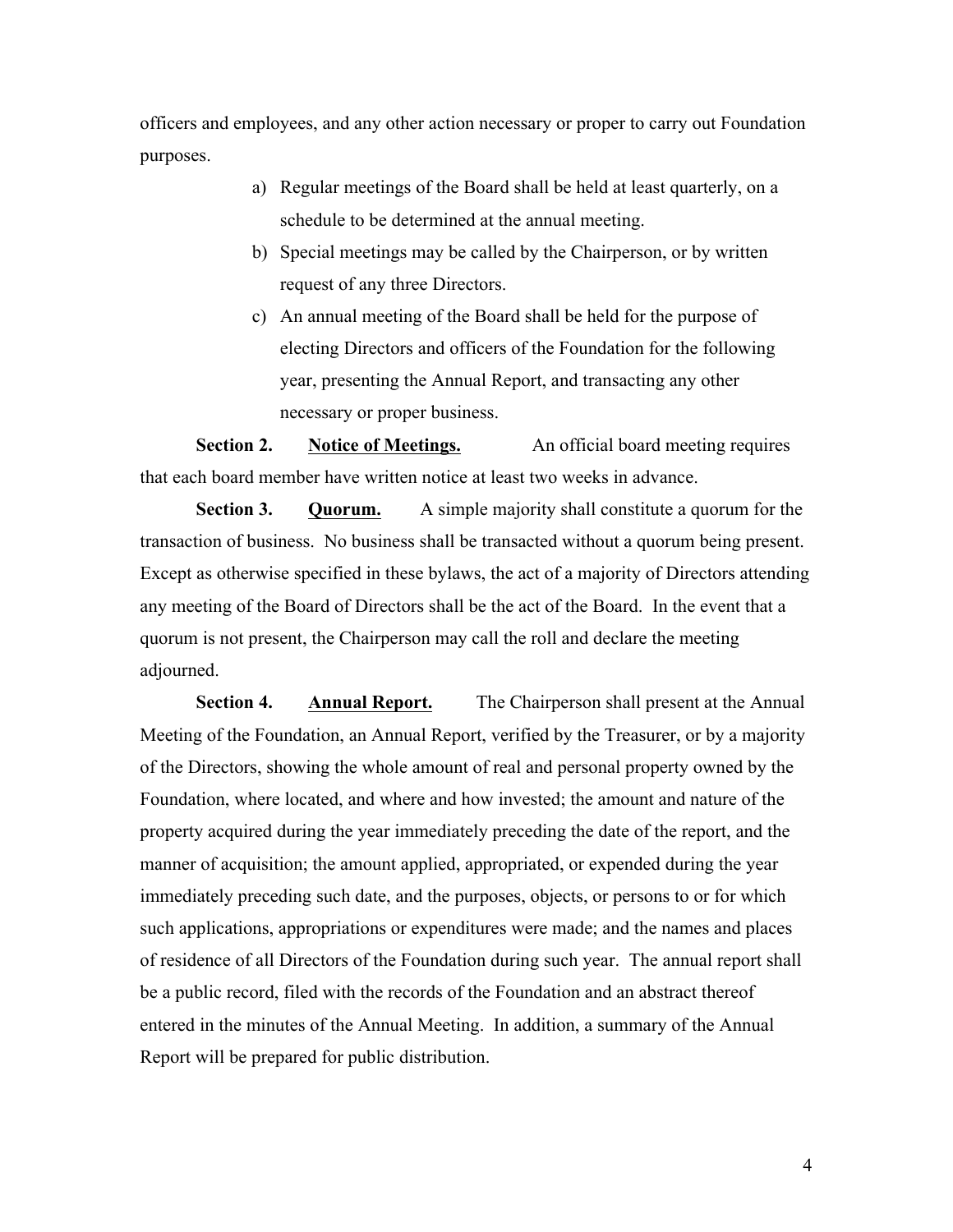officers and employees, and any other action necessary or proper to carry out Foundation purposes.

a) Regular meetings of the Board shall be held at least quarterly, on a schedule to be determined at the annual meeting.
b) Special meetings may be called by the Chairperson, or by written request of any three Directors.
c) An annual meeting of the Board shall be held for the purpose of electing Directors and officers of the Foundation for the following year, presenting the Annual Report, and transacting any other necessary or proper business.

**Section 2. Notice of Meetings.** An official board meeting requires that each board member have written notice at least two weeks in advance.

**Section 3. Quorum.** A simple majority shall constitute a quorum for the transaction of business. No business shall be transacted without a quorum being present. Except as otherwise specified in these bylaws, the act of a majority of Directors attending any meeting of the Board of Directors shall be the act of the Board. In the event that a quorum is not present, the Chairperson may call the roll and declare the meeting adjourned.

**Section 4. Annual Report.** The Chairperson shall present at the Annual Meeting of the Foundation, an Annual Report, verified by the Treasurer, or by a majority of the Directors, showing the whole amount of real and personal property owned by the Foundation, where located, and where and how invested; the amount and nature of the property acquired during the year immediately preceding the date of the report, and the manner of acquisition; the amount applied, appropriated, or expended during the year immediately preceding such date, and the purposes, objects, or persons to or for which such applications, appropriations or expenditures were made; and the names and places of residence of all Directors of the Foundation during such year. The annual report shall be a public record, filed with the records of the Foundation and an abstract thereof entered in the minutes of the Annual Meeting. In addition, a summary of the Annual Report will be prepared for public distribution.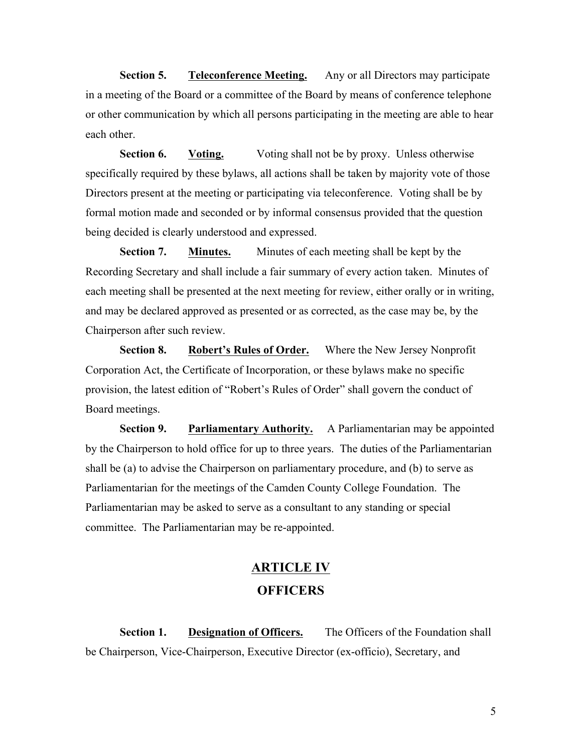**Section 5.** **Teleconference Meeting.** Any or all Directors may participate in a meeting of the Board or a committee of the Board by means of conference telephone or other communication by which all persons participating in the meeting are able to hear each other.

**Section 6.** **Voting.** Voting shall not be by proxy. Unless otherwise specifically required by these bylaws, all actions shall be taken by majority vote of those Directors present at the meeting or participating via teleconference. Voting shall be by formal motion made and seconded or by informal consensus provided that the question being decided is clearly understood and expressed.

**Section 7.** **Minutes.** Minutes of each meeting shall be kept by the Recording Secretary and shall include a fair summary of every action taken. Minutes of each meeting shall be presented at the next meeting for review, either orally or in writing, and may be declared approved as presented or as corrected, as the case may be, by the Chairperson after such review.

**Section 8.** **Robert's Rules of Order.** Where the New Jersey Nonprofit Corporation Act, the Certificate of Incorporation, or these bylaws make no specific provision, the latest edition of "Robert's Rules of Order" shall govern the conduct of Board meetings.

**Section 9.** **Parliamentary Authority.** A Parliamentarian may be appointed by the Chairperson to hold office for up to three years. The duties of the Parliamentarian shall be (a) to advise the Chairperson on parliamentary procedure, and (b) to serve as Parliamentarian for the meetings of the Camden County College Foundation. The Parliamentarian may be asked to serve as a consultant to any standing or special committee. The Parliamentarian may be re-appointed.

## ARTICLE IV
## OFFICERS

**Section 1.** **Designation of Officers.** The Officers of the Foundation shall be Chairperson, Vice-Chairperson, Executive Director (ex-officio), Secretary, and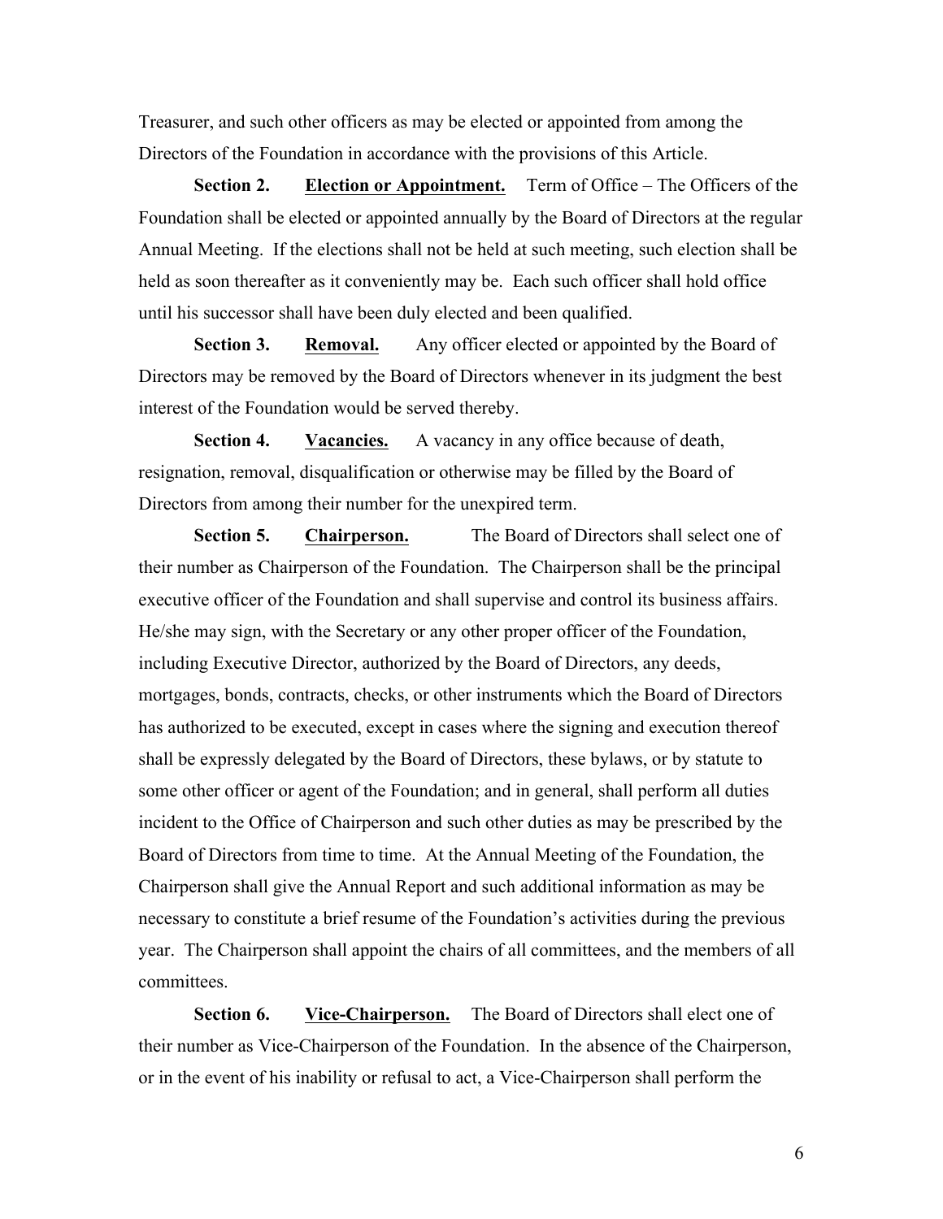Treasurer, and such other officers as may be elected or appointed from among the Directors of the Foundation in accordance with the provisions of this Article.

**Section 2.** **<u>Election or Appointment.</u>** Term of Office – The Officers of the Foundation shall be elected or appointed annually by the Board of Directors at the regular Annual Meeting. If the elections shall not be held at such meeting, such election shall be held as soon thereafter as it conveniently may be. Each such officer shall hold office until his successor shall have been duly elected and been qualified.

**Section 3.** **<u>Removal.</u>** Any officer elected or appointed by the Board of Directors may be removed by the Board of Directors whenever in its judgment the best interest of the Foundation would be served thereby.

**Section 4.** **<u>Vacancies.</u>** A vacancy in any office because of death, resignation, removal, disqualification or otherwise may be filled by the Board of Directors from among their number for the unexpired term.

**Section 5.** **<u>Chairperson.</u>** The Board of Directors shall select one of their number as Chairperson of the Foundation. The Chairperson shall be the principal executive officer of the Foundation and shall supervise and control its business affairs. He/she may sign, with the Secretary or any other proper officer of the Foundation, including Executive Director, authorized by the Board of Directors, any deeds, mortgages, bonds, contracts, checks, or other instruments which the Board of Directors has authorized to be executed, except in cases where the signing and execution thereof shall be expressly delegated by the Board of Directors, these bylaws, or by statute to some other officer or agent of the Foundation; and in general, shall perform all duties incident to the Office of Chairperson and such other duties as may be prescribed by the Board of Directors from time to time. At the Annual Meeting of the Foundation, the Chairperson shall give the Annual Report and such additional information as may be necessary to constitute a brief resume of the Foundation's activities during the previous year. The Chairperson shall appoint the chairs of all committees, and the members of all committees.

**Section 6.** **<u>Vice-Chairperson.</u>** The Board of Directors shall elect one of their number as Vice-Chairperson of the Foundation. In the absence of the Chairperson, or in the event of his inability or refusal to act, a Vice-Chairperson shall perform the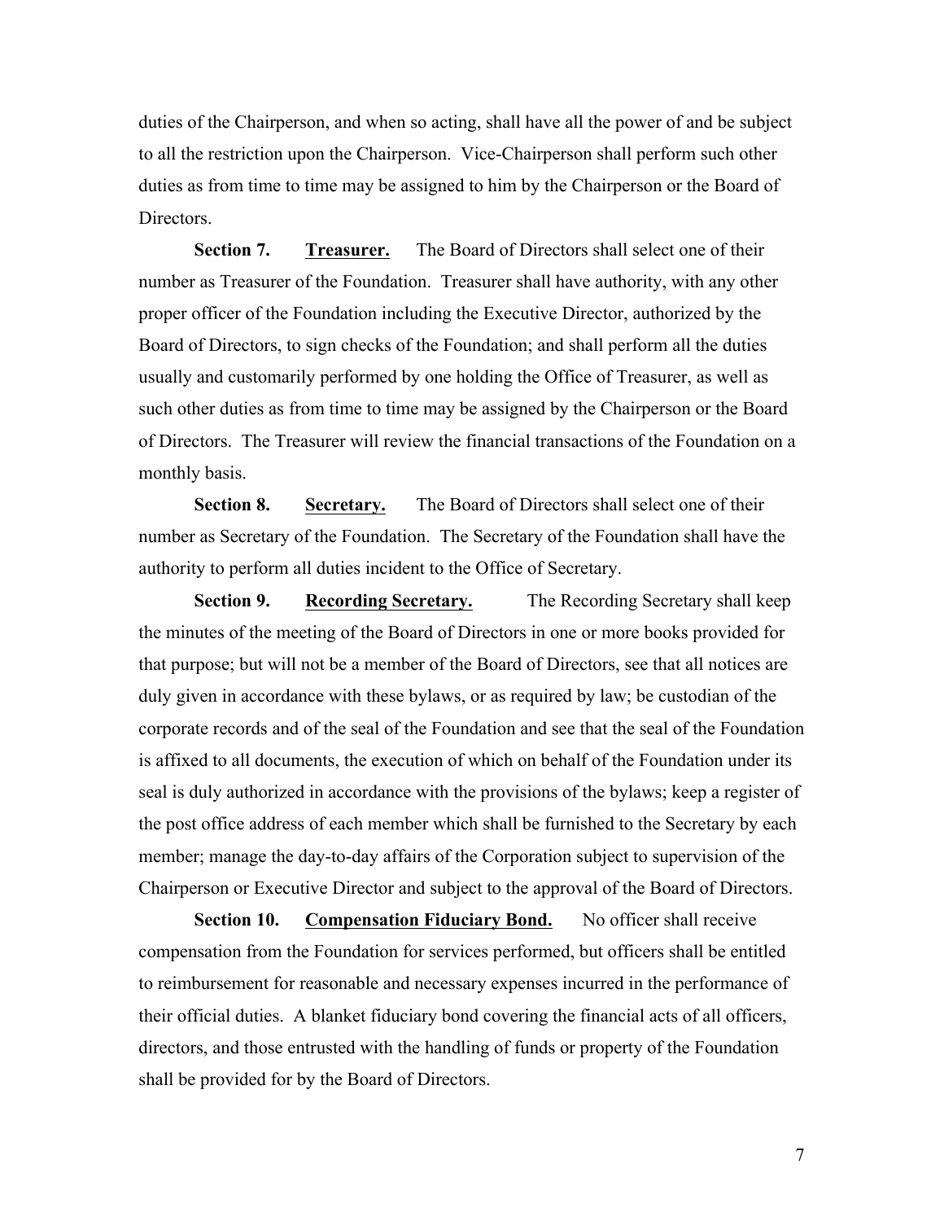duties of the Chairperson, and when so acting, shall have all the power of and be subject to all the restriction upon the Chairperson. Vice-Chairperson shall perform such other duties as from time to time may be assigned to him by the Chairperson or the Board of Directors.

**Section 7.** **<u>Treasurer.</u>** The Board of Directors shall select one of their number as Treasurer of the Foundation. Treasurer shall have authority, with any other proper officer of the Foundation including the Executive Director, authorized by the Board of Directors, to sign checks of the Foundation; and shall perform all the duties usually and customarily performed by one holding the Office of Treasurer, as well as such other duties as from time to time may be assigned by the Chairperson or the Board of Directors. The Treasurer will review the financial transactions of the Foundation on a monthly basis.

**Section 8.** **<u>Secretary.</u>** The Board of Directors shall select one of their number as Secretary of the Foundation. The Secretary of the Foundation shall have the authority to perform all duties incident to the Office of Secretary.

**Section 9.** **<u>Recording Secretary.</u>** The Recording Secretary shall keep the minutes of the meeting of the Board of Directors in one or more books provided for that purpose; but will not be a member of the Board of Directors, see that all notices are duly given in accordance with these bylaws, or as required by law; be custodian of the corporate records and of the seal of the Foundation and see that the seal of the Foundation is affixed to all documents, the execution of which on behalf of the Foundation under its seal is duly authorized in accordance with the provisions of the bylaws; keep a register of the post office address of each member which shall be furnished to the Secretary by each member; manage the day-to-day affairs of the Corporation subject to supervision of the Chairperson or Executive Director and subject to the approval of the Board of Directors.

**Section 10.** **<u>Compensation Fiduciary Bond.</u>** No officer shall receive compensation from the Foundation for services performed, but officers shall be entitled to reimbursement for reasonable and necessary expenses incurred in the performance of their official duties. A blanket fiduciary bond covering the financial acts of all officers, directors, and those entrusted with the handling of funds or property of the Foundation shall be provided for by the Board of Directors.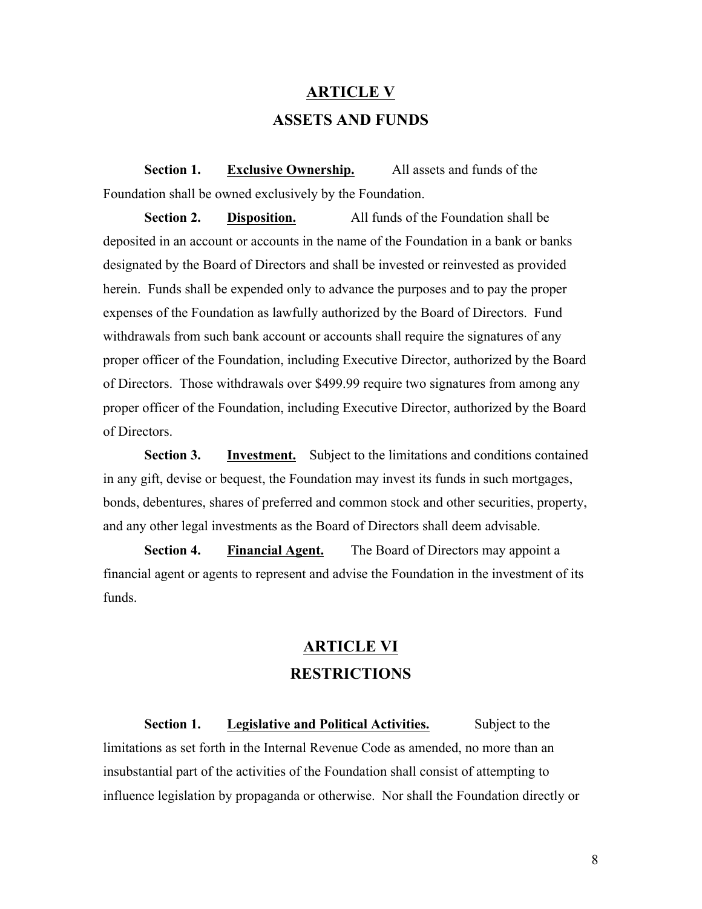## ARTICLE V

## ASSETS AND FUNDS

**Section 1.** **Exclusive Ownership.** All assets and funds of the Foundation shall be owned exclusively by the Foundation.

**Section 2.** **Disposition.** All funds of the Foundation shall be deposited in an account or accounts in the name of the Foundation in a bank or banks designated by the Board of Directors and shall be invested or reinvested as provided herein. Funds shall be expended only to advance the purposes and to pay the proper expenses of the Foundation as lawfully authorized by the Board of Directors. Fund withdrawals from such bank account or accounts shall require the signatures of any proper officer of the Foundation, including Executive Director, authorized by the Board of Directors. Those withdrawals over $499.99 require two signatures from among any proper officer of the Foundation, including Executive Director, authorized by the Board of Directors.

**Section 3.** **Investment.** Subject to the limitations and conditions contained in any gift, devise or bequest, the Foundation may invest its funds in such mortgages, bonds, debentures, shares of preferred and common stock and other securities, property, and any other legal investments as the Board of Directors shall deem advisable.

**Section 4.** **Financial Agent.** The Board of Directors may appoint a financial agent or agents to represent and advise the Foundation in the investment of its funds.

## ARTICLE VI

## RESTRICTIONS

**Section 1.** **Legislative and Political Activities.** Subject to the limitations as set forth in the Internal Revenue Code as amended, no more than an insubstantial part of the activities of the Foundation shall consist of attempting to influence legislation by propaganda or otherwise. Nor shall the Foundation directly or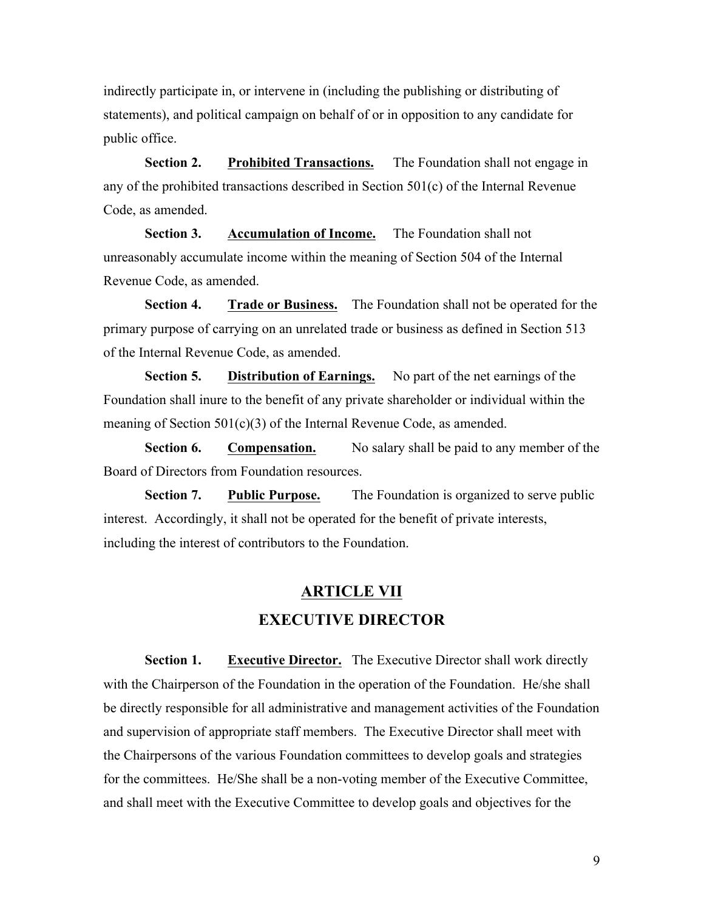indirectly participate in, or intervene in (including the publishing or distributing of statements), and political campaign on behalf of or in opposition to any candidate for public office.

**Section 2. <u>Prohibited Transactions.</u>** The Foundation shall not engage in any of the prohibited transactions described in Section 501(c) of the Internal Revenue Code, as amended.

**Section 3. <u>Accumulation of Income.</u>** The Foundation shall not unreasonably accumulate income within the meaning of Section 504 of the Internal Revenue Code, as amended.

**Section 4. <u>Trade or Business.</u>** The Foundation shall not be operated for the primary purpose of carrying on an unrelated trade or business as defined in Section 513 of the Internal Revenue Code, as amended.

**Section 5. <u>Distribution of Earnings.</u>** No part of the net earnings of the Foundation shall inure to the benefit of any private shareholder or individual within the meaning of Section 501(c)(3) of the Internal Revenue Code, as amended.

**Section 6. <u>Compensation.</u>** No salary shall be paid to any member of the Board of Directors from Foundation resources.

**Section 7. <u>Public Purpose.</u>** The Foundation is organized to serve public interest. Accordingly, it shall not be operated for the benefit of private interests, including the interest of contributors to the Foundation.

## ARTICLE VII

## EXECUTIVE DIRECTOR

**Section 1. <u>Executive Director.</u>** The Executive Director shall work directly with the Chairperson of the Foundation in the operation of the Foundation. He/she shall be directly responsible for all administrative and management activities of the Foundation and supervision of appropriate staff members. The Executive Director shall meet with the Chairpersons of the various Foundation committees to develop goals and strategies for the committees. He/She shall be a non-voting member of the Executive Committee, and shall meet with the Executive Committee to develop goals and objectives for the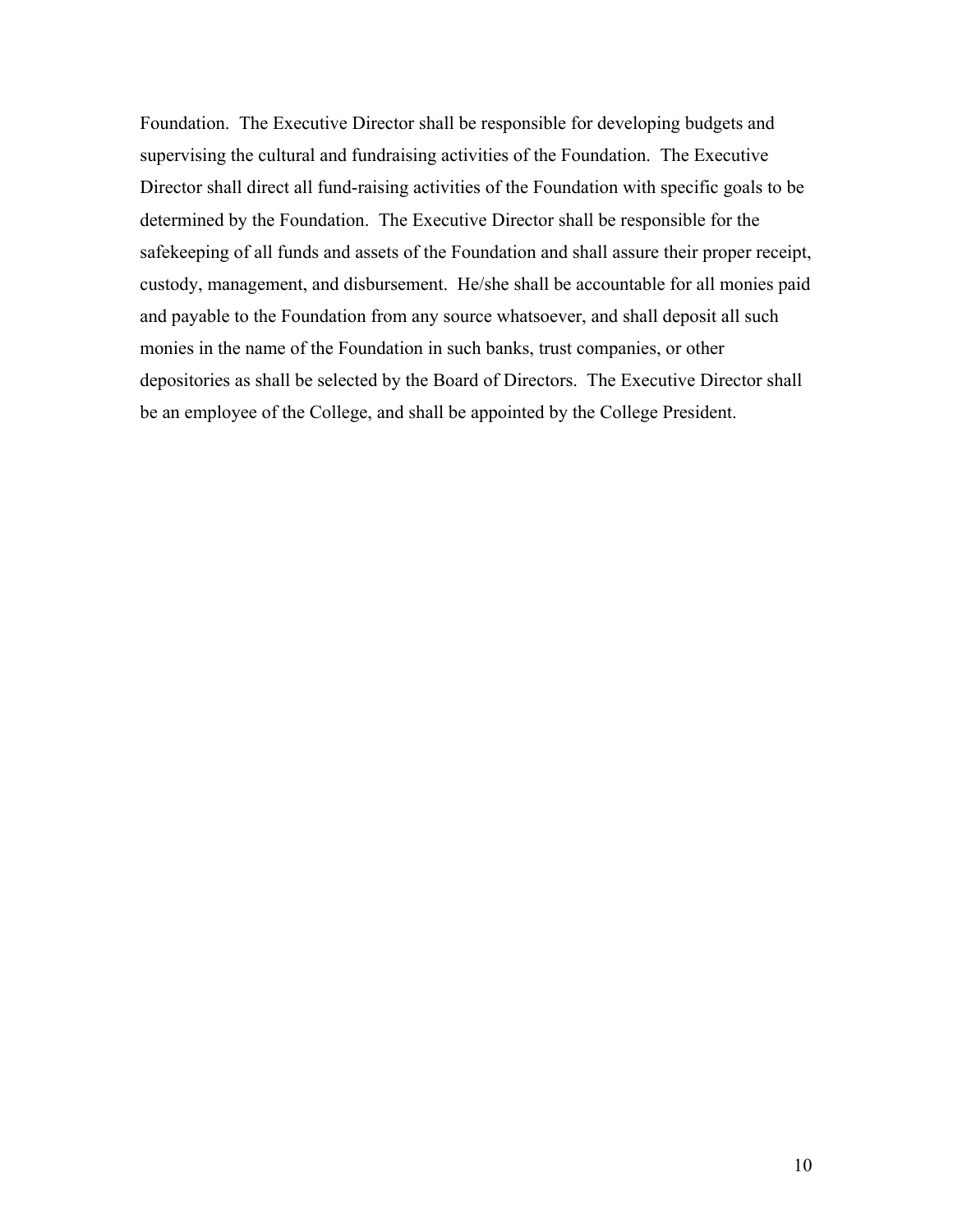Foundation. The Executive Director shall be responsible for developing budgets and supervising the cultural and fundraising activities of the Foundation. The Executive Director shall direct all fund-raising activities of the Foundation with specific goals to be determined by the Foundation. The Executive Director shall be responsible for the safekeeping of all funds and assets of the Foundation and shall assure their proper receipt, custody, management, and disbursement. He/she shall be accountable for all monies paid and payable to the Foundation from any source whatsoever, and shall deposit all such monies in the name of the Foundation in such banks, trust companies, or other depositories as shall be selected by the Board of Directors. The Executive Director shall be an employee of the College, and shall be appointed by the College President.